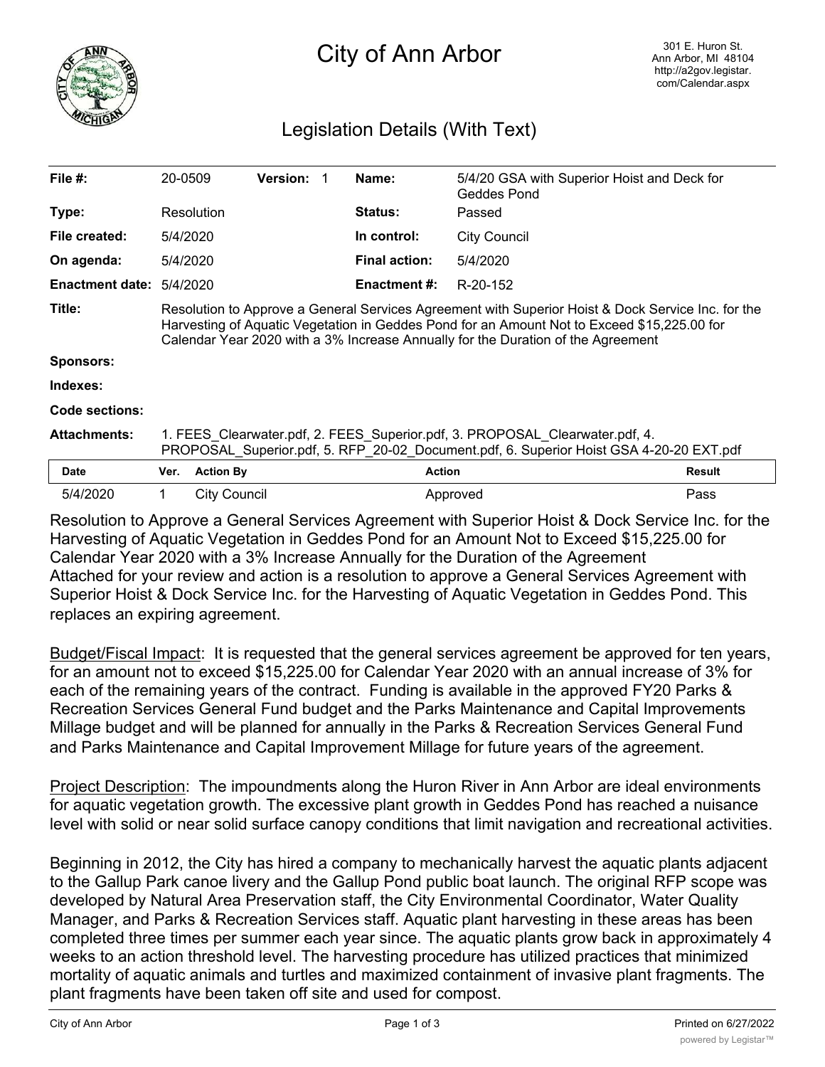# City of Ann Arbor

301 E. Huron St.
Ann Arbor, MI 48104
http://a2gov.legistar.com/Calendar.aspx

## Legislation Details (With Text)

| | | | | | |
|---|---|---|---|---|---|
| **File #:** | 20-0509 | **Version:** | 1 | **Name:** | 5/4/20 GSA with Superior Hoist and Deck for Geddes Pond |
| **Type:** | Resolution | | | **Status:** | Passed |
| **File created:** | 5/4/2020 | | | **In control:** | City Council |
| **On agenda:** | 5/4/2020 | | | **Final action:** | 5/4/2020 |
| **Enactment date:** | 5/4/2020 | | | **Enactment #:** | R-20-152 |

**Title:** Resolution to Approve a General Services Agreement with Superior Hoist & Dock Service Inc. for the Harvesting of Aquatic Vegetation in Geddes Pond for an Amount Not to Exceed $15,225.00 for Calendar Year 2020 with a 3% Increase Annually for the Duration of the Agreement

**Sponsors:**

**Indexes:**

**Code sections:**

**Attachments:** 1. FEES_Clearwater.pdf, 2. FEES_Superior.pdf, 3. PROPOSAL_Clearwater.pdf, 4. PROPOSAL_Superior.pdf, 5. RFP_20-02_Document.pdf, 6. Superior Hoist GSA 4-20-20 EXT.pdf

| Date | Ver. | Action By | Action | Result |
|---|---|---|---|---|
| 5/4/2020 | 1 | City Council | Approved | Pass |

Resolution to Approve a General Services Agreement with Superior Hoist & Dock Service Inc. for the Harvesting of Aquatic Vegetation in Geddes Pond for an Amount Not to Exceed $15,225.00 for Calendar Year 2020 with a 3% Increase Annually for the Duration of the Agreement

Attached for your review and action is a resolution to approve a General Services Agreement with Superior Hoist & Dock Service Inc. for the Harvesting of Aquatic Vegetation in Geddes Pond. This replaces an expiring agreement.

Budget/Fiscal Impact: It is requested that the general services agreement be approved for ten years, for an amount not to exceed $15,225.00 for Calendar Year 2020 with an annual increase of 3% for each of the remaining years of the contract. Funding is available in the approved FY20 Parks & Recreation Services General Fund budget and the Parks Maintenance and Capital Improvements Millage budget and will be planned for annually in the Parks & Recreation Services General Fund and Parks Maintenance and Capital Improvement Millage for future years of the agreement.

Project Description: The impoundments along the Huron River in Ann Arbor are ideal environments for aquatic vegetation growth. The excessive plant growth in Geddes Pond has reached a nuisance level with solid or near solid surface canopy conditions that limit navigation and recreational activities.

Beginning in 2012, the City has hired a company to mechanically harvest the aquatic plants adjacent to the Gallup Park canoe livery and the Gallup Pond public boat launch. The original RFP scope was developed by Natural Area Preservation staff, the City Environmental Coordinator, Water Quality Manager, and Parks & Recreation Services staff. Aquatic plant harvesting in these areas has been completed three times per summer each year since. The aquatic plants grow back in approximately 4 weeks to an action threshold level. The harvesting procedure has utilized practices that minimized mortality of aquatic animals and turtles and maximized containment of invasive plant fragments. The plant fragments have been taken off site and used for compost.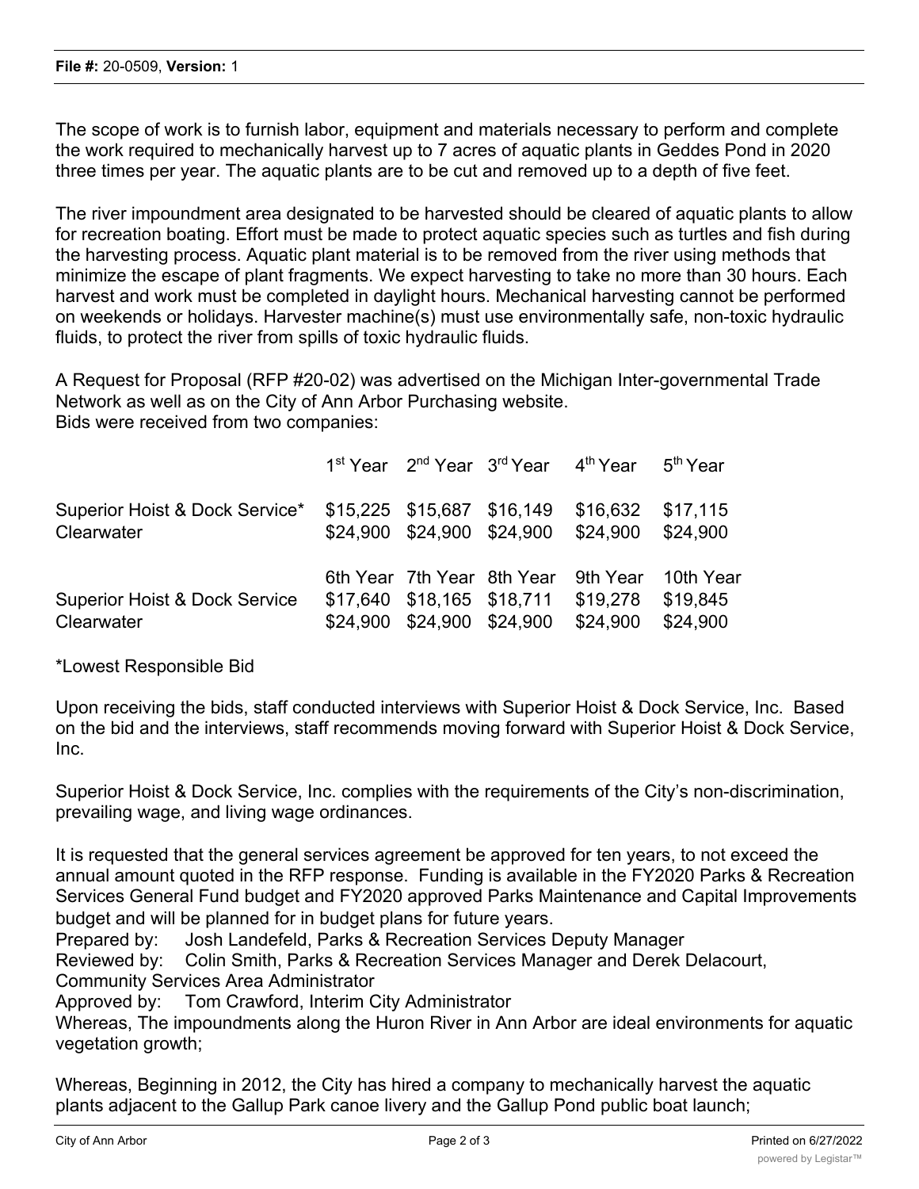The scope of work is to furnish labor, equipment and materials necessary to perform and complete the work required to mechanically harvest up to 7 acres of aquatic plants in Geddes Pond in 2020 three times per year. The aquatic plants are to be cut and removed up to a depth of five feet.

The river impoundment area designated to be harvested should be cleared of aquatic plants to allow for recreation boating. Effort must be made to protect aquatic species such as turtles and fish during the harvesting process. Aquatic plant material is to be removed from the river using methods that minimize the escape of plant fragments. We expect harvesting to take no more than 30 hours. Each harvest and work must be completed in daylight hours. Mechanical harvesting cannot be performed on weekends or holidays. Harvester machine(s) must use environmentally safe, non-toxic hydraulic fluids, to protect the river from spills of toxic hydraulic fluids.

A Request for Proposal (RFP #20-02) was advertised on the Michigan Inter-governmental Trade Network as well as on the City of Ann Arbor Purchasing website.
Bids were received from two companies:

| | 1st Year | 2nd Year | 3rd Year | 4th Year | 5th Year |
|---|---|---|---|---|---|
| Superior Hoist & Dock Service* | $15,225 | $15,687 | $16,149 | $16,632 | $17,115 |
| Clearwater | $24,900 | $24,900 | $24,900 | $24,900 | $24,900 |
| | 6th Year | 7th Year | 8th Year | 9th Year | 10th Year |
| Superior Hoist & Dock Service | $17,640 | $18,165 | $18,711 | $19,278 | $19,845 |
| Clearwater | $24,900 | $24,900 | $24,900 | $24,900 | $24,900 |

*Lowest Responsible Bid

Upon receiving the bids, staff conducted interviews with Superior Hoist & Dock Service, Inc. Based on the bid and the interviews, staff recommends moving forward with Superior Hoist & Dock Service, Inc.

Superior Hoist & Dock Service, Inc. complies with the requirements of the City's non-discrimination, prevailing wage, and living wage ordinances.

It is requested that the general services agreement be approved for ten years, to not exceed the annual amount quoted in the RFP response. Funding is available in the FY2020 Parks & Recreation Services General Fund budget and FY2020 approved Parks Maintenance and Capital Improvements budget and will be planned for in budget plans for future years.

Prepared by: Josh Landefeld, Parks & Recreation Services Deputy Manager
Reviewed by: Colin Smith, Parks & Recreation Services Manager and Derek Delacourt, Community Services Area Administrator
Approved by: Tom Crawford, Interim City Administrator

Whereas, The impoundments along the Huron River in Ann Arbor are ideal environments for aquatic vegetation growth;

Whereas, Beginning in 2012, the City has hired a company to mechanically harvest the aquatic plants adjacent to the Gallup Park canoe livery and the Gallup Pond public boat launch;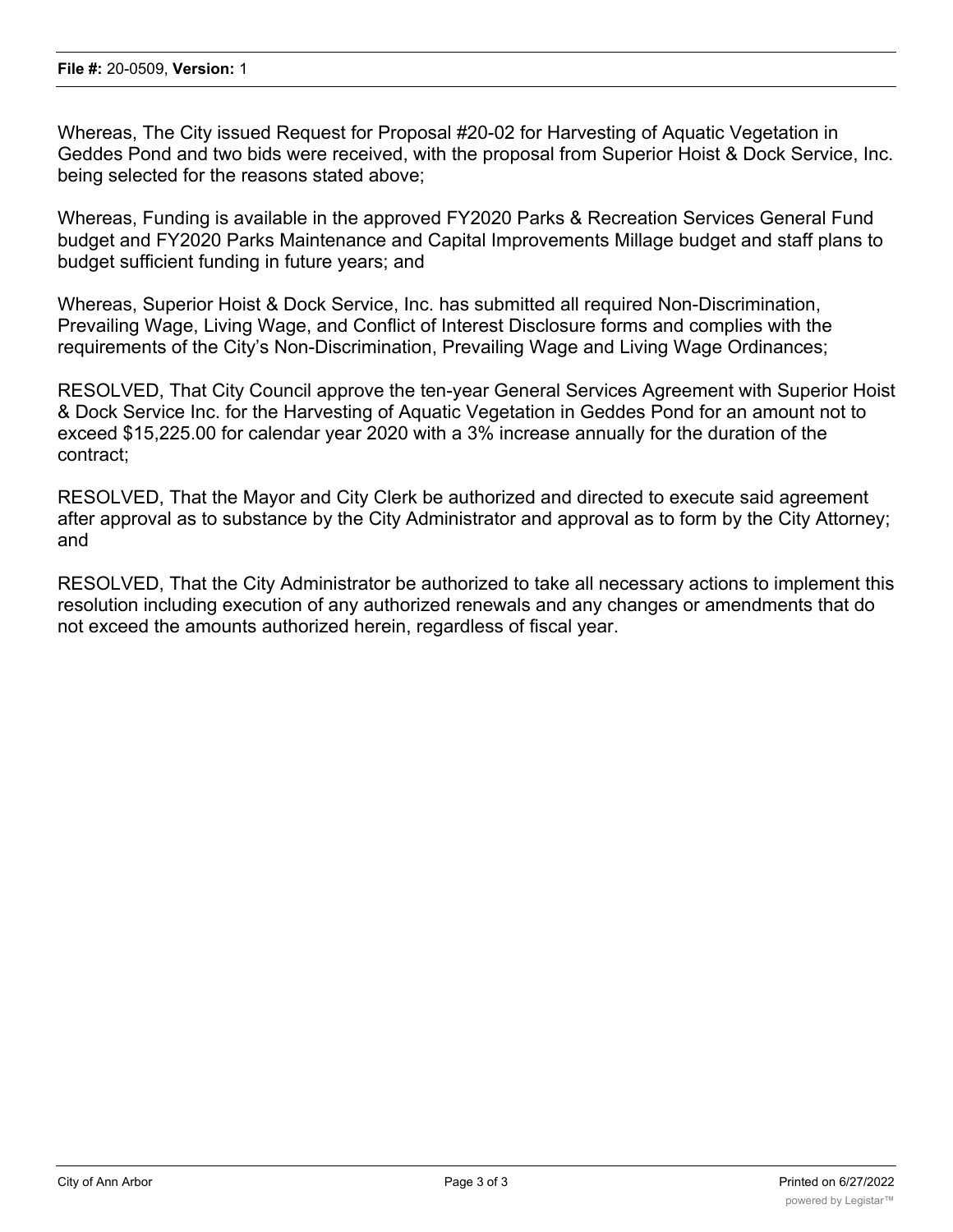Whereas, The City issued Request for Proposal #20-02 for Harvesting of Aquatic Vegetation in Geddes Pond and two bids were received, with the proposal from Superior Hoist & Dock Service, Inc. being selected for the reasons stated above;

Whereas, Funding is available in the approved FY2020 Parks & Recreation Services General Fund budget and FY2020 Parks Maintenance and Capital Improvements Millage budget and staff plans to budget sufficient funding in future years; and

Whereas, Superior Hoist & Dock Service, Inc. has submitted all required Non-Discrimination, Prevailing Wage, Living Wage, and Conflict of Interest Disclosure forms and complies with the requirements of the City's Non-Discrimination, Prevailing Wage and Living Wage Ordinances;

RESOLVED, That City Council approve the ten-year General Services Agreement with Superior Hoist & Dock Service Inc. for the Harvesting of Aquatic Vegetation in Geddes Pond for an amount not to exceed $15,225.00 for calendar year 2020 with a 3% increase annually for the duration of the contract;

RESOLVED, That the Mayor and City Clerk be authorized and directed to execute said agreement after approval as to substance by the City Administrator and approval as to form by the City Attorney; and

RESOLVED, That the City Administrator be authorized to take all necessary actions to implement this resolution including execution of any authorized renewals and any changes or amendments that do not exceed the amounts authorized herein, regardless of fiscal year.